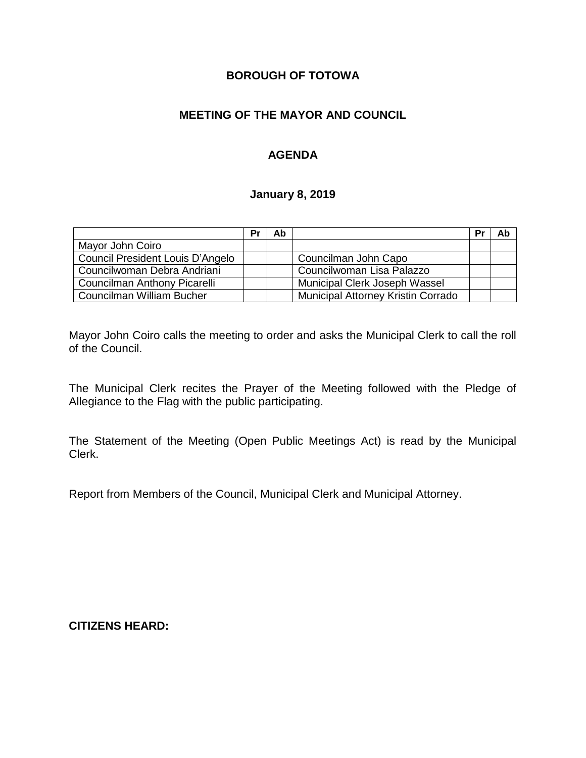# BOROUGH OF TOTOWA

## MEETING OF THE MAYOR AND COUNCIL

## AGENDA

### January 8, 2019

| | Pr | Ab | | Pr | Ab |
|---|---|---|---|---|---|
| Mayor John Coiro | | | | | |
| Council President Louis D'Angelo | | | Councilman John Capo | | |
| Councilwoman Debra Andriani | | | Councilwoman Lisa Palazzo | | |
| Councilman Anthony Picarelli | | | Municipal Clerk Joseph Wassel | | |
| Councilman William Bucher | | | Municipal Attorney Kristin Corrado | | |

Mayor John Coiro calls the meeting to order and asks the Municipal Clerk to call the roll of the Council.

The Municipal Clerk recites the Prayer of the Meeting followed with the Pledge of Allegiance to the Flag with the public participating.

The Statement of the Meeting (Open Public Meetings Act) is read by the Municipal Clerk.

Report from Members of the Council, Municipal Clerk and Municipal Attorney.

**CITIZENS HEARD:**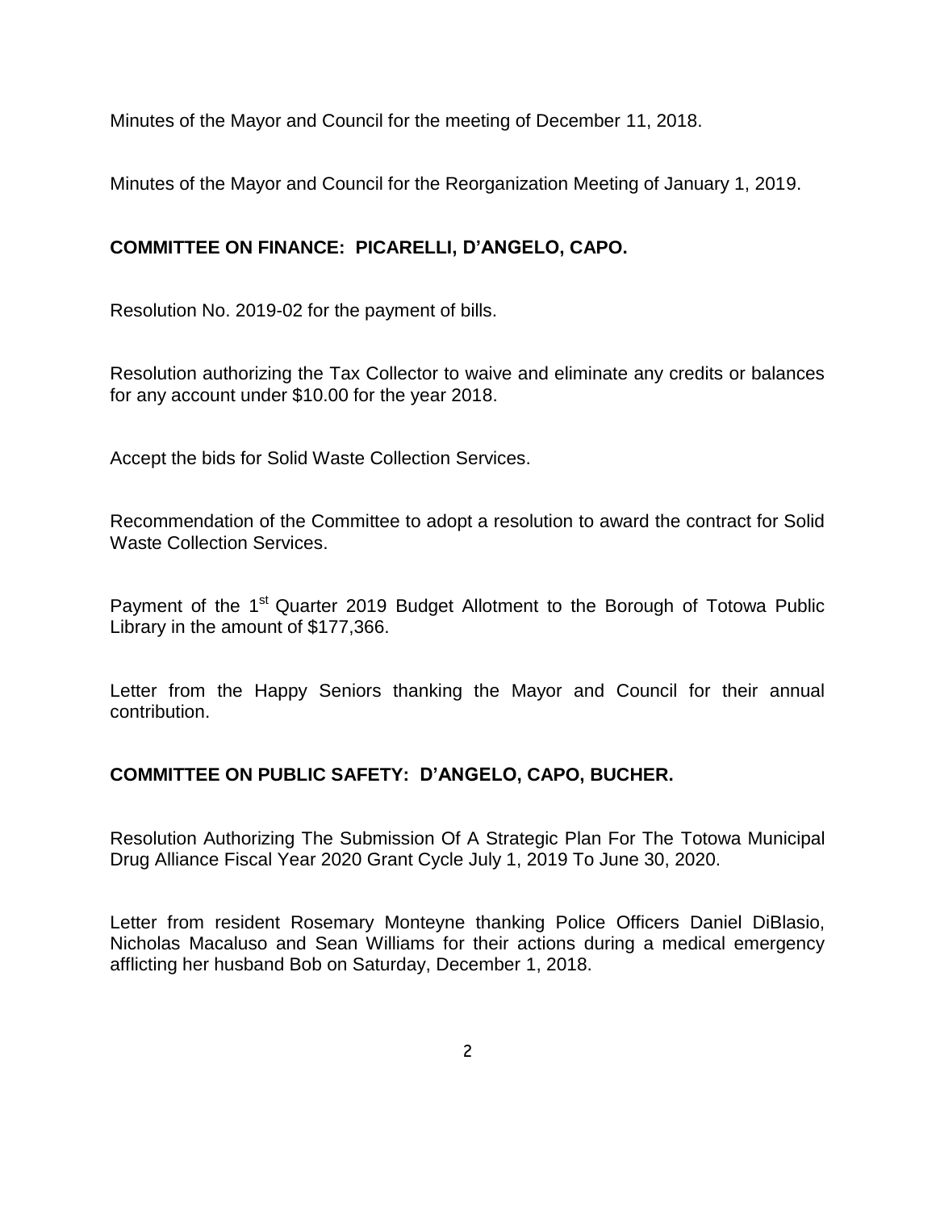Minutes of the Mayor and Council for the meeting of December 11, 2018.

Minutes of the Mayor and Council for the Reorganization Meeting of January 1, 2019.

**COMMITTEE ON FINANCE: PICARELLI, D'ANGELO, CAPO.**

Resolution No. 2019-02 for the payment of bills.

Resolution authorizing the Tax Collector to waive and eliminate any credits or balances for any account under $10.00 for the year 2018.

Accept the bids for Solid Waste Collection Services.

Recommendation of the Committee to adopt a resolution to award the contract for Solid Waste Collection Services.

Payment of the 1st Quarter 2019 Budget Allotment to the Borough of Totowa Public Library in the amount of $177,366.

Letter from the Happy Seniors thanking the Mayor and Council for their annual contribution.

**COMMITTEE ON PUBLIC SAFETY: D'ANGELO, CAPO, BUCHER.**

Resolution Authorizing The Submission Of A Strategic Plan For The Totowa Municipal Drug Alliance Fiscal Year 2020 Grant Cycle July 1, 2019 To June 30, 2020.

Letter from resident Rosemary Monteyne thanking Police Officers Daniel DiBlasio, Nicholas Macaluso and Sean Williams for their actions during a medical emergency afflicting her husband Bob on Saturday, December 1, 2018.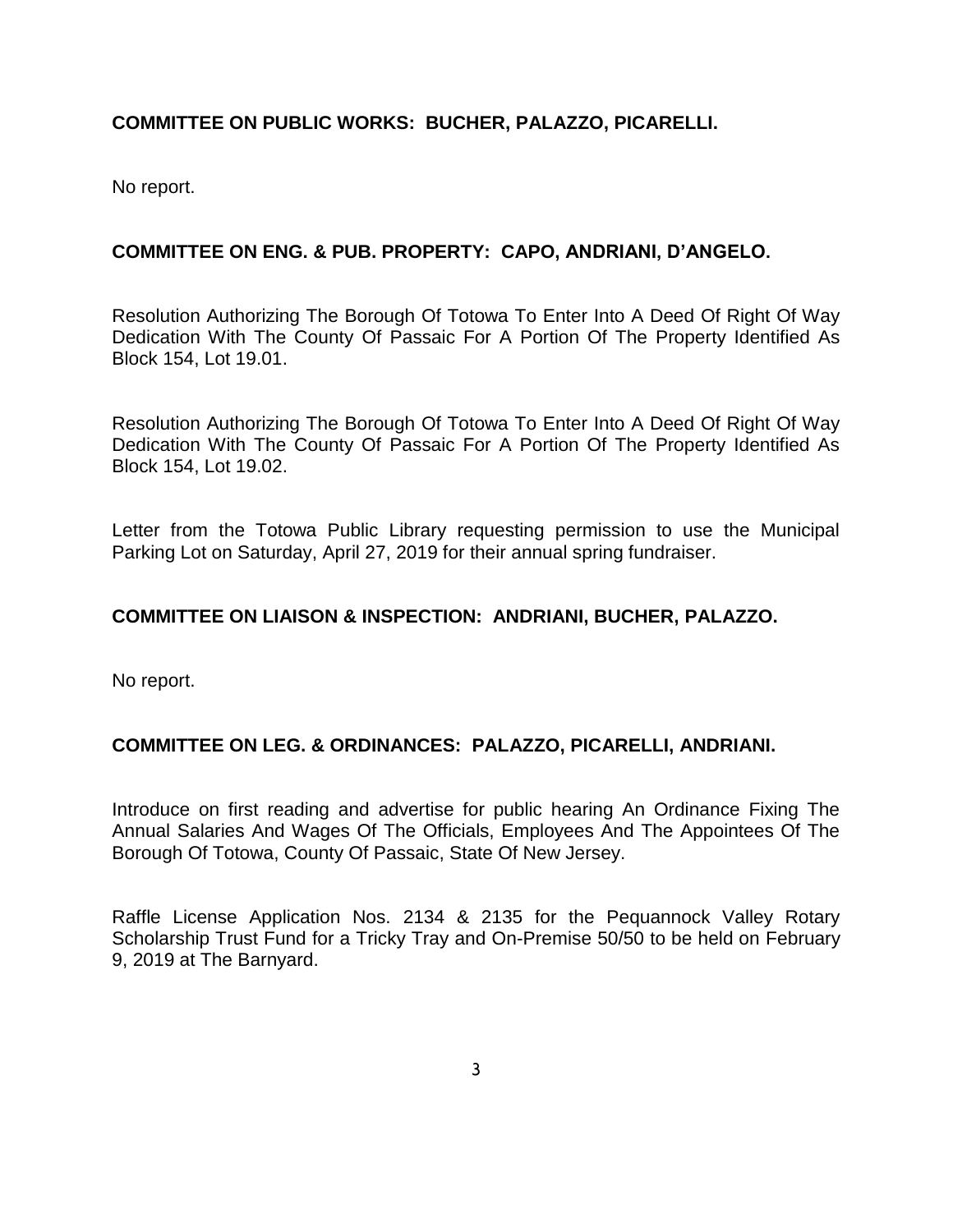**COMMITTEE ON PUBLIC WORKS: BUCHER, PALAZZO, PICARELLI.**

No report.

**COMMITTEE ON ENG. & PUB. PROPERTY: CAPO, ANDRIANI, D'ANGELO.**

Resolution Authorizing The Borough Of Totowa To Enter Into A Deed Of Right Of Way Dedication With The County Of Passaic For A Portion Of The Property Identified As Block 154, Lot 19.01.

Resolution Authorizing The Borough Of Totowa To Enter Into A Deed Of Right Of Way Dedication With The County Of Passaic For A Portion Of The Property Identified As Block 154, Lot 19.02.

Letter from the Totowa Public Library requesting permission to use the Municipal Parking Lot on Saturday, April 27, 2019 for their annual spring fundraiser.

**COMMITTEE ON LIAISON & INSPECTION: ANDRIANI, BUCHER, PALAZZO.**

No report.

**COMMITTEE ON LEG. & ORDINANCES: PALAZZO, PICARELLI, ANDRIANI.**

Introduce on first reading and advertise for public hearing An Ordinance Fixing The Annual Salaries And Wages Of The Officials, Employees And The Appointees Of The Borough Of Totowa, County Of Passaic, State Of New Jersey.

Raffle License Application Nos. 2134 & 2135 for the Pequannock Valley Rotary Scholarship Trust Fund for a Tricky Tray and On-Premise 50/50 to be held on February 9, 2019 at The Barnyard.